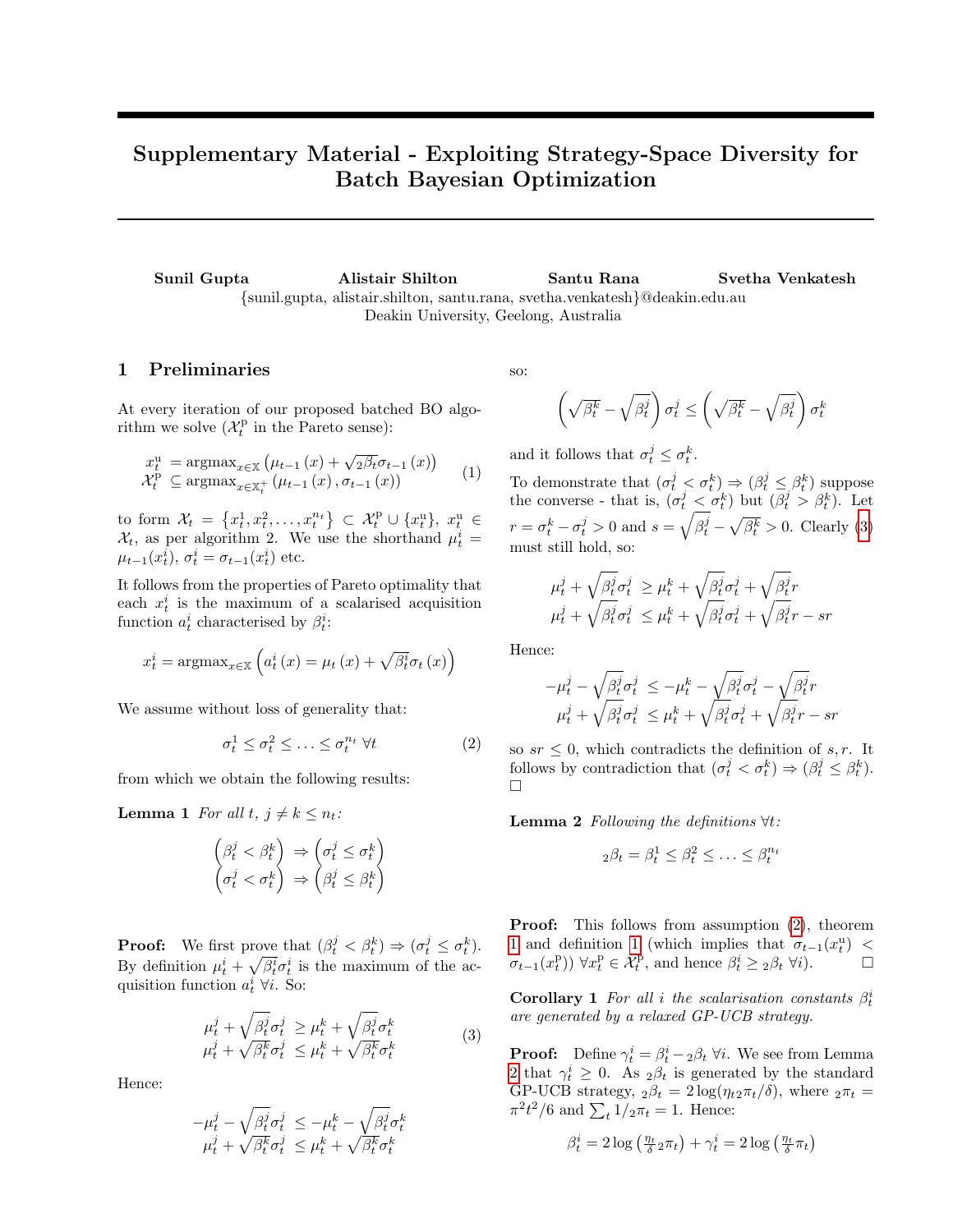# Supplementary Material - Exploiting Strategy-Space Diversity for Batch Bayesian Optimization

**Sunil Gupta** **Alistair Shilton** **Santu Rana** **Svetha Venkatesh**
{sunil.gupta, alistair.shilton, santu.rana, svetha.venkatesh}@deakin.edu.au
Deakin University, Geelong, Australia

## 1 Preliminaries

At every iteration of our proposed batched BO algorithm we solve ($\mathcal{X}_t^{\rm p}$ in the Pareto sense):

$$\begin{array}{rl} x_t^{\rm u} &= \operatorname{argmax}_{x \in \mathbb{X}} \left( \mu_{t-1}\left(x\right) + \sqrt{{}_2\beta_t} \sigma_{t-1}\left(x\right) \right) \\ \mathcal{X}_t^{\rm p} &\subseteq \operatorname{argmax}_{x \in \mathbb{X}_t^+} \left( \mu_{t-1}\left(x\right), \sigma_{t-1}\left(x\right) \right) \end{array} \tag{1}$$

to form $\mathcal{X}_t = \left\{ x_t^1, x_t^2, \ldots, x_t^{n_t} \right\} \subset \mathcal{X}_t^{\rm p} \cup \{x_t^{\rm u}\}$, $x_t^{\rm u} \in \mathcal{X}_t$, as per algorithm 2. We use the shorthand $\mu_t^i = \mu_{t-1}(x_t^i)$, $\sigma_t^i = \sigma_{t-1}(x_t^i)$ etc.

It follows from the properties of Pareto optimality that each $x_t^i$ is the maximum of a scalarised acquisition function $a_t^i$ characterised by $\beta_t^i$:

$$x_t^i = \operatorname{argmax}_{x \in \mathbb{X}} \left( a_t^i\left(x\right) = \mu_t\left(x\right) + \sqrt{\beta_t^i} \sigma_t\left(x\right) \right)$$

We assume without loss of generality that:

$$\sigma_t^1 \leq \sigma_t^2 \leq \ldots \leq \sigma_t^{n_t} \; \forall t \tag{2}$$

from which we obtain the following results:

**Lemma 1** *For all $t$, $j \neq k \leq n_t$:*

$$\begin{array}{l} \left( \beta_t^j < \beta_t^k \right) \Rightarrow \left( \sigma_t^j \leq \sigma_t^k \right) \\ \left( \sigma_t^j < \sigma_t^k \right) \Rightarrow \left( \beta_t^j \leq \beta_t^k \right) \end{array}$$

**Proof:** We first prove that $(\beta_t^j < \beta_t^k) \Rightarrow (\sigma_t^j \leq \sigma_t^k)$. By definition $\mu_t^i + \sqrt{\beta_t^i}\sigma_t^i$ is the maximum of the acquisition function $a_t^i$ $\forall i$. So:

$$\begin{array}{rl} \mu_t^j + \sqrt{\beta_t^j}\sigma_t^j &\geq \mu_t^k + \sqrt{\beta_t^j}\sigma_t^k \\ \mu_t^j + \sqrt{\beta_t^k}\sigma_t^j &\leq \mu_t^k + \sqrt{\beta_t^k}\sigma_t^k \end{array} \tag{3}$$

Hence:

$$\begin{array}{rl} -\mu_t^j - \sqrt{\beta_t^j}\sigma_t^j &\leq -\mu_t^k - \sqrt{\beta_t^j}\sigma_t^k \\ \mu_t^j + \sqrt{\beta_t^k}\sigma_t^j &\leq \mu_t^k + \sqrt{\beta_t^k}\sigma_t^k \end{array}$$

so:

$$\left( \sqrt{\beta_t^k} - \sqrt{\beta_t^j} \right) \sigma_t^j \leq \left( \sqrt{\beta_t^k} - \sqrt{\beta_t^j} \right) \sigma_t^k$$

and it follows that $\sigma_t^j \leq \sigma_t^k$.

To demonstrate that $(\sigma_t^j < \sigma_t^k) \Rightarrow (\beta_t^j \leq \beta_t^k)$ suppose the converse - that is, $(\sigma_t^j < \sigma_t^k)$ but $(\beta_t^j > \beta_t^k)$. Let $r = \sigma_t^k - \sigma_t^j > 0$ and $s = \sqrt{\beta_t^j} - \sqrt{\beta_t^k} > 0$. Clearly (3) must still hold, so:

$$\begin{array}{rl} \mu_t^j + \sqrt{\beta_t^j}\sigma_t^j &\geq \mu_t^k + \sqrt{\beta_t^j}\sigma_t^j + \sqrt{\beta_t^j}r \\ \mu_t^j + \sqrt{\beta_t^j}\sigma_t^j &\leq \mu_t^k + \sqrt{\beta_t^j}\sigma_t^j + \sqrt{\beta_t^j}r - sr \end{array}$$

Hence:

$$\begin{array}{rl} -\mu_t^j - \sqrt{\beta_t^j}\sigma_t^j &\leq -\mu_t^k - \sqrt{\beta_t^j}\sigma_t^j - \sqrt{\beta_t^j}r \\ \mu_t^j + \sqrt{\beta_t^j}\sigma_t^j &\leq \mu_t^k + \sqrt{\beta_t^j}\sigma_t^j + \sqrt{\beta_t^j}r - sr \end{array}$$

so $sr \leq 0$, which contradicts the definition of $s, r$. It follows by contradiction that $(\sigma_t^j < \sigma_t^k) \Rightarrow (\beta_t^j \leq \beta_t^k)$. □

**Lemma 2** *Following the definitions $\forall t$:*

$${}_2\beta_t = \beta_t^1 \leq \beta_t^2 \leq \ldots \leq \beta_t^{n_t}$$

**Proof:** This follows from assumption (2), theorem 1 and definition 1 (which implies that $\sigma_{t-1}(x_t^{\rm u}) < \sigma_{t-1}(x_t^{\rm p}))$ $\forall x_t^{\rm p} \in \mathcal{X}_t^{\rm p}$, and hence $\beta_t^i \geq {}_2\beta_t$ $\forall i$). □

**Corollary 1** *For all $i$ the scalarisation constants $\beta_t^i$ are generated by a relaxed GP-UCB strategy.*

**Proof:** Define $\gamma_t^i = \beta_t^i - {}_2\beta_t$ $\forall i$. We see from Lemma 2 that $\gamma_t^i \geq 0$. As ${}_2\beta_t$ is generated by the standard GP-UCB strategy, ${}_2\beta_t = 2\log(\eta_t {}_2\pi_t/\delta)$, where ${}_2\pi_t = \pi^2 t^2/6$ and $\sum_t 1/{}_2\pi_t = 1$. Hence:

$$\beta_t^i = 2\log\left(\tfrac{\eta_t}{\delta}\,{}_2\pi_t\right) + \gamma_t^i = 2\log\left(\tfrac{\eta_t}{\delta}\pi_t\right)$$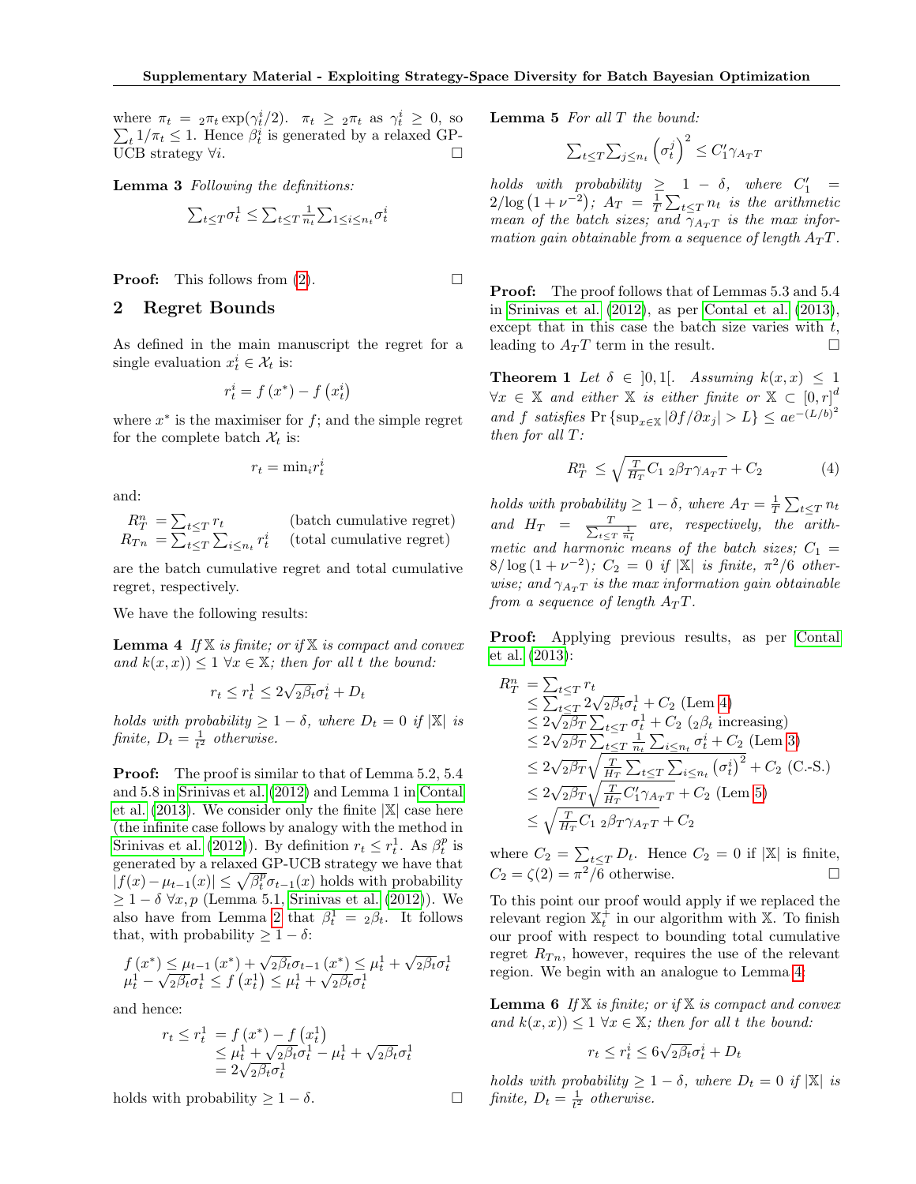where $\pi_t = {}_2\pi_t \exp(\gamma_t^i/2)$. $\pi_t \geq {}_2\pi_t$ as $\gamma_t^i \geq 0$, so $\sum_t 1/\pi_t \leq 1$. Hence $\beta_t^i$ is generated by a relaxed GP-UCB strategy $\forall i$. □

**Lemma 3** *Following the definitions:*

$$\sum_{t \leq T} \sigma_t^1 \leq \sum_{t \leq T} \frac{1}{n_t} \sum_{1 \leq i \leq n_t} \sigma_t^i$$

**Proof:** This follows from (2). □

## 2 Regret Bounds

As defined in the main manuscript the regret for a single evaluation $x_t^i \in \mathcal{X}_t$ is:

$$r_t^i = f(x^*) - f(x_t^i)$$

where $x^*$ is the maximiser for $f$; and the simple regret for the complete batch $\mathcal{X}_t$ is:

$$r_t = \min_i r_t^i$$

and:

$$\begin{aligned} R_T^n &= \sum_{t \leq T} r_t & \text{(batch cumulative regret)} \\ R_{Tn} &= \sum_{t \leq T} \sum_{i \leq n_t} r_t^i & \text{(total cumulative regret)} \end{aligned}$$

are the batch cumulative regret and total cumulative regret, respectively.

We have the following results:

**Lemma 4** *If $\mathbb{X}$ is finite; or if $\mathbb{X}$ is compact and convex and $k(x,x)) \leq 1 \ \forall x \in \mathbb{X}$; then for all $t$ the bound:*

$$r_t \leq r_t^1 \leq 2\sqrt{{}_2\beta_t}\sigma_t^i + D_t$$

*holds with probability $\geq 1 - \delta$, where $D_t = 0$ if $|\mathbb{X}|$ is finite, $D_t = \frac{1}{t^2}$ otherwise.*

**Proof:** The proof is similar to that of Lemma 5.2, 5.4 and 5.8 in Srinivas et al. (2012) and Lemma 1 in Contal et al. (2013). We consider only the finite $|\mathbb{X}|$ case here (the infinite case follows by analogy with the method in Srinivas et al. (2012)). By definition $r_t \leq r_t^1$. As $\beta_t^p$ is generated by a relaxed GP-UCB strategy we have that $|f(x) - \mu_{t-1}(x)| \leq \sqrt{\beta_t^p}\sigma_{t-1}(x)$ holds with probability $\geq 1 - \delta \ \forall x, p$ (Lemma 5.1, Srinivas et al. (2012)). We also have from Lemma 2 that $\beta_t^1 = {}_2\beta_t$. It follows that, with probability $\geq 1 - \delta$:

$$\begin{aligned} f(x^*) \leq \mu_{t-1}(x^*) + \sqrt{{}_2\beta_t}\sigma_{t-1}(x^*) \leq \mu_t^1 + \sqrt{{}_2\beta_t}\sigma_t^1 \\ \mu_t^1 - \sqrt{{}_2\beta_t}\sigma_t^1 \leq f(x_t^1) \leq \mu_t^1 + \sqrt{{}_2\beta_t}\sigma_t^1 \end{aligned}$$

and hence:

$$\begin{aligned} r_t \leq r_t^1 &= f(x^*) - f(x_t^1) \\ &\leq \mu_t^1 + \sqrt{{}_2\beta_t}\sigma_t^1 - \mu_t^1 + \sqrt{{}_2\beta_t}\sigma_t^1 \\ &= 2\sqrt{{}_2\beta_t}\sigma_t^1 \end{aligned}$$

holds with probability $\geq 1 - \delta$. □

**Lemma 5** *For all $T$ the bound:*

$$\sum_{t \leq T} \sum_{j \leq n_t} \left(\sigma_t^j\right)^2 \leq C_1' \gamma_{A_T T}$$

*holds with probability $\geq 1 - \delta$, where $C_1' = 2/\log(1 + \nu^{-2})$; $A_T = \frac{1}{T}\sum_{t \leq T} n_t$ is the arithmetic mean of the batch sizes; and $\gamma_{A_T T}$ is the max information gain obtainable from a sequence of length $A_T T$.*

**Proof:** The proof follows that of Lemmas 5.3 and 5.4 in Srinivas et al. (2012), as per Contal et al. (2013), except that in this case the batch size varies with $t$, leading to $A_T T$ term in the result. □

**Theorem 1** *Let $\delta \in ]0,1[$. Assuming $k(x,x) \leq 1 \ \forall x \in \mathbb{X}$ and either $\mathbb{X}$ is either finite or $\mathbb{X} \subset [0,r]^d$ and $f$ satisfies $\Pr\{\sup_{x \in \mathbb{X}} |\partial f / \partial x_j| > L\} \leq ae^{-(L/b)^2}$ then for all $T$:*

$$R_T^n \leq \sqrt{\frac{T}{H_T} C_1 \, {}_2\beta_T \gamma_{A_T T}} + C_2 \tag{4}$$

*holds with probability $\geq 1 - \delta$, where $A_T = \frac{1}{T}\sum_{t \leq T} n_t$ and $H_T = \frac{T}{\sum_{t \leq T} \frac{1}{n_t}}$ are, respectively, the arithmetic and harmonic means of the batch sizes; $C_1 = 8/\log(1 + \nu^{-2})$; $C_2 = 0$ if $|\mathbb{X}|$ is finite, $\pi^2/6$ otherwise; and $\gamma_{A_T T}$ is the max information gain obtainable from a sequence of length $A_T T$.*

**Proof:** Applying previous results, as per Contal et al. (2013):

$$\begin{aligned} R_T^n &= \sum_{t \leq T} r_t \\ &\leq \sum_{t \leq T} 2\sqrt{{}_2\beta_t}\sigma_t^1 + C_2 \text{ (Lem 4)} \\ &\leq 2\sqrt{{}_2\beta_T} \sum_{t \leq T} \sigma_t^1 + C_2 \text{ (}{}_2\beta_t \text{ increasing)} \\ &\leq 2\sqrt{{}_2\beta_T} \sum_{t \leq T} \frac{1}{n_t} \sum_{i \leq n_t} \sigma_t^i + C_2 \text{ (Lem 3)} \\ &\leq 2\sqrt{{}_2\beta_T} \sqrt{\frac{T}{H_T} \sum_{t \leq T} \sum_{i \leq n_t} \left(\sigma_t^i\right)^2} + C_2 \text{ (C.-S.)} \\ &\leq 2\sqrt{{}_2\beta_T} \sqrt{\frac{T}{H_T} C_1' \gamma_{A_T T}} + C_2 \text{ (Lem 5)} \\ &\leq \sqrt{\frac{T}{H_T} C_1 \, {}_2\beta_T \gamma_{A_T T}} + C_2 \end{aligned}$$

where $C_2 = \sum_{t \leq T} D_t$. Hence $C_2 = 0$ if $|\mathbb{X}|$ is finite, $C_2 = \zeta(2) = \pi^2/6$ otherwise. □

To this point our proof would apply if we replaced the relevant region $\mathbb{X}_t^+$ in our algorithm with $\mathbb{X}$. To finish our proof with respect to bounding total cumulative regret $R_{Tn}$, however, requires the use of the relevant region. We begin with an analogue to Lemma 4:

**Lemma 6** *If $\mathbb{X}$ is finite; or if $\mathbb{X}$ is compact and convex and $k(x,x)) \leq 1 \ \forall x \in \mathbb{X}$; then for all $t$ the bound:*

$$r_t \leq r_t^i \leq 6\sqrt{{}_2\beta_t}\sigma_t^i + D_t$$

*holds with probability $\geq 1 - \delta$, where $D_t = 0$ if $|\mathbb{X}|$ is finite, $D_t = \frac{1}{t^2}$ otherwise.*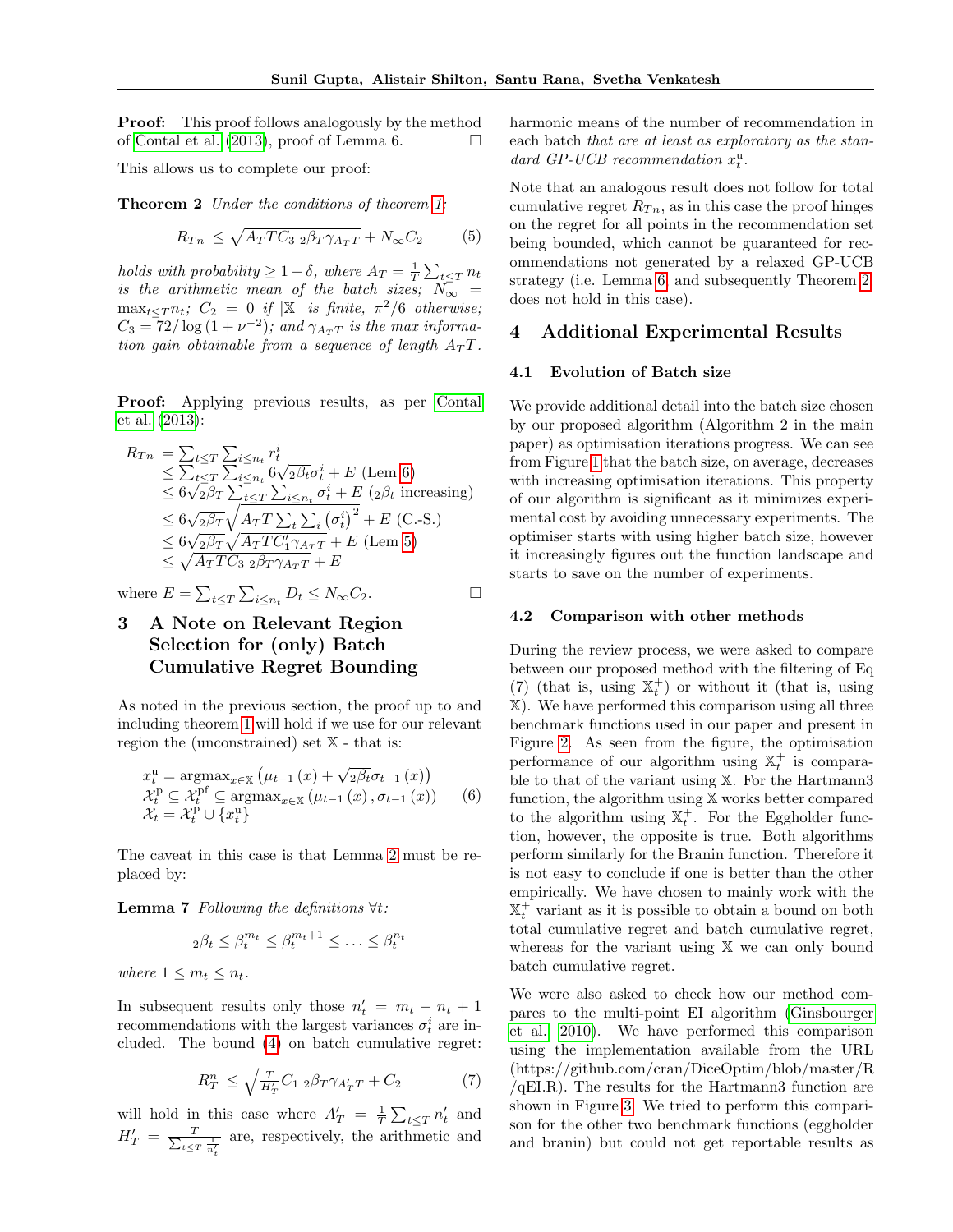**Proof:** This proof follows analogously by the method of Contal et al. (2013), proof of Lemma 6. $\square$

This allows us to complete our proof:

**Theorem 2** *Under the conditions of theorem 1:*

$$R_{Tn} \;\leq\; \sqrt{A_T T C_3 \; {}_2\beta_T \gamma_{A_T T}} + N_\infty C_2 \tag{5}$$

*holds with probability $\geq 1-\delta$, where $A_T = \frac{1}{T}\sum_{t\leq T} n_t$ is the arithmetic mean of the batch sizes; $N_\infty = \max_{t\leq T} n_t$; $C_2 = 0$ if $|\mathbb{X}|$ is finite, $\pi^2/6$ otherwise; $C_3 = 72/\log\left(1+\nu^{-2}\right)$; and $\gamma_{A_T T}$ is the max information gain obtainable from a sequence of length $A_T T$.*

**Proof:** Applying previous results, as per Contal et al. (2013):

$$\begin{aligned}
R_{Tn} &= \textstyle\sum_{t\leq T}\sum_{i\leq n_t} r_t^i \\
&\leq \textstyle\sum_{t\leq T}\sum_{i\leq n_t} 6\sqrt{{}_2\beta_t}\sigma_t^i + E \text{ (Lem 6)} \\
&\leq 6\sqrt{{}_2\beta_T}\textstyle\sum_{t\leq T}\sum_{i\leq n_t}\sigma_t^i + E \text{ (${}_2\beta_t$ increasing)} \\
&\leq 6\sqrt{{}_2\beta_T}\sqrt{A_T T\textstyle\sum_t\sum_i\left(\sigma_t^i\right)^2} + E \text{ (C.-S.)} \\
&\leq 6\sqrt{{}_2\beta_T}\sqrt{A_T T C_1' \gamma_{A_T T}} + E \text{ (Lem 5)} \\
&\leq \sqrt{A_T T C_3 \; {}_2\beta_T \gamma_{A_T T}} + E
\end{aligned}$$

where $E = \sum_{t\leq T}\sum_{i\leq n_t} D_t \leq N_\infty C_2$. $\square$

## 3 A Note on Relevant Region Selection for (only) Batch Cumulative Regret Bounding

As noted in the previous section, the proof up to and including theorem 1 will hold if we use for our relevant region the (unconstrained) set $\mathbb{X}$ - that is:

$$\begin{aligned}
x_t^{\mathrm{u}} &= \mathrm{argmax}_{x\in\mathbb{X}}\left(\mu_{t-1}(x) + \sqrt{{}_2\beta_t}\sigma_{t-1}(x)\right) \\
\mathcal{X}_t^{\mathrm{p}} &\subseteq \mathcal{X}_t^{\mathrm{pf}} \subseteq \mathrm{argmax}_{x\in\mathbb{X}}\left(\mu_{t-1}(x), \sigma_{t-1}(x)\right) \\
\mathcal{X}_t &= \mathcal{X}_t^{\mathrm{p}} \cup \{x_t^{\mathrm{u}}\}
\end{aligned} \tag{6}$$

The caveat in this case is that Lemma 2 must be replaced by:

**Lemma 7** *Following the definitions $\forall t$:*

$${}_2\beta_t \leq \beta_t^{m_t} \leq \beta_t^{m_t+1} \leq \ldots \leq \beta_t^{n_t}$$

*where $1 \leq m_t \leq n_t$.*

In subsequent results only those $n_t' = m_t - n_t + 1$ recommendations with the largest variances $\sigma_t^i$ are included. The bound (4) on batch cumulative regret:

$$R_T^n \;\leq\; \sqrt{\frac{T}{H_T'} C_1 \; {}_2\beta_T \gamma_{A_T' T}} + C_2 \tag{7}$$

will hold in this case where $A_T' = \frac{1}{T}\sum_{t\leq T} n_t'$ and $H_T' = \frac{T}{\sum_{t\leq T}\frac{1}{n_t'}}$ are, respectively, the arithmetic and harmonic means of the number of recommendation in each batch *that are at least as exploratory as the standard GP-UCB recommendation $x_t^{\mathrm{u}}$*.

Note that an analogous result does not follow for total cumulative regret $R_{Tn}$, as in this case the proof hinges on the regret for all points in the recommendation set being bounded, which cannot be guaranteed for recommendations not generated by a relaxed GP-UCB strategy (i.e. Lemma 6 and subsequently Theorem 2, does not hold in this case).

## 4 Additional Experimental Results

### 4.1 Evolution of Batch size

We provide additional detail into the batch size chosen by our proposed algorithm (Algorithm 2 in the main paper) as optimisation iterations progress. We can see from Figure 1 that the batch size, on average, decreases with increasing optimisation iterations. This property of our algorithm is significant as it minimizes experimental cost by avoiding unnecessary experiments. The optimiser starts with using higher batch size, however it increasingly figures out the function landscape and starts to save on the number of experiments.

### 4.2 Comparison with other methods

During the review process, we were asked to compare between our proposed method with the filtering of Eq (7) (that is, using $\mathbb{X}_t^+$) or without it (that is, using $\mathbb{X}$). We have performed this comparison using all three benchmark functions used in our paper and present in Figure 2. As seen from the figure, the optimisation performance of our algorithm using $\mathbb{X}_t^+$ is comparable to that of the variant using $\mathbb{X}$. For the Hartmann3 function, the algorithm using $\mathbb{X}$ works better compared to the algorithm using $\mathbb{X}_t^+$. For the Eggholder function, however, the opposite is true. Both algorithms perform similarly for the Branin function. Therefore it is not easy to conclude if one is better than the other empirically. We have chosen to mainly work with the $\mathbb{X}_t^+$ variant as it is possible to obtain a bound on both total cumulative regret and batch cumulative regret, whereas for the variant using $\mathbb{X}$ we can only bound batch cumulative regret.

We were also asked to check how our method compares to the multi-point EI algorithm (Ginsbourger et al., 2010). We have performed this comparison using the implementation available from the URL (https://github.com/cran/DiceOptim/blob/master/R/qEI.R). The results for the Hartmann3 function are shown in Figure 3. We tried to perform this comparison for the other two benchmark functions (eggholder and branin) but could not get reportable results as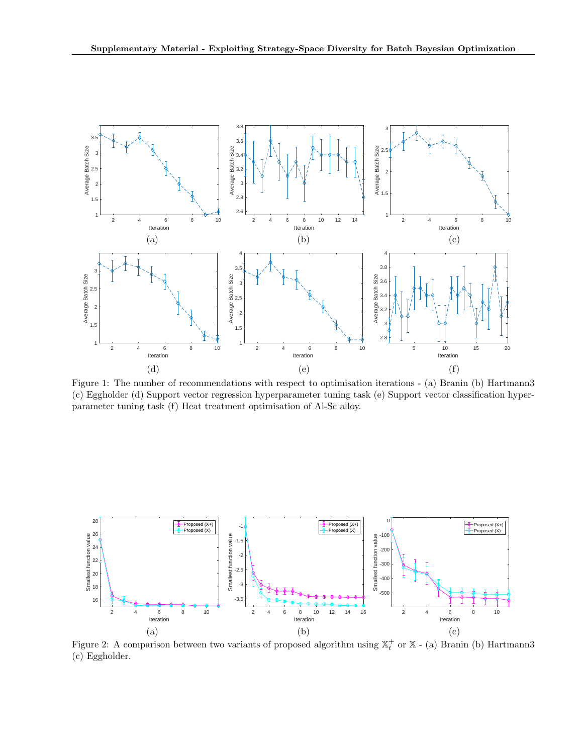Figure 1: The number of recommendations with respect to optimisation iterations - (a) Branin (b) Hartmann3 (c) Eggholder (d) Support vector regression hyperparameter tuning task (e) Support vector classification hyperparameter tuning task (f) Heat treatment optimisation of Al-Sc alloy.

Figure 2: A comparison between two variants of proposed algorithm using $\mathbb{X}_t^+$ or $\mathbb{X}$ - (a) Branin (b) Hartmann3 (c) Eggholder.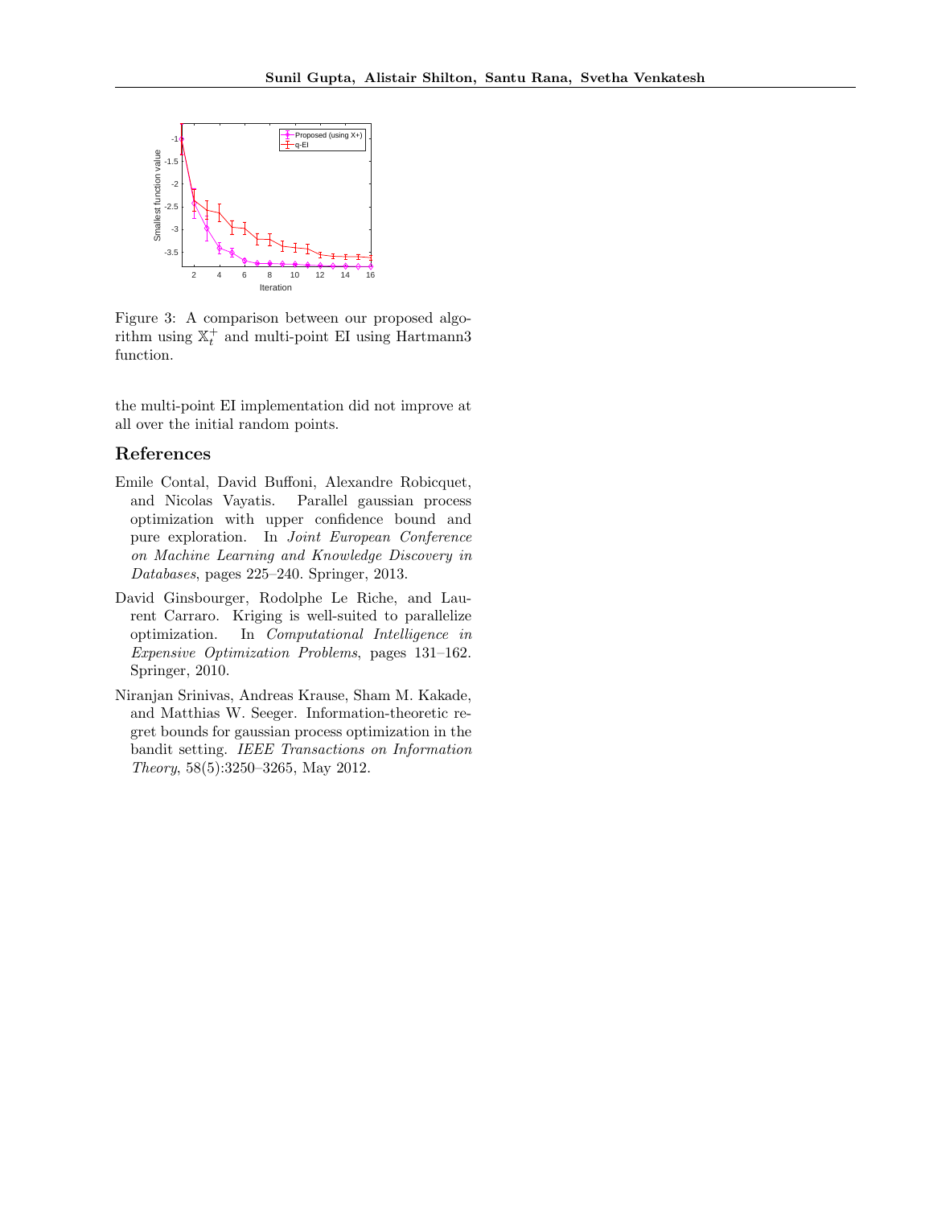Proposed (using X+)
q-EI
Smallest function value
-1
-1.5
-2
-2.5
-3
-3.5
2
4
6
8
10
12
14
16
Iteration

Figure 3: A comparison between our proposed algorithm using $\mathbb{X}_t^+$ and multi-point EI using Hartmann3 function.

the multi-point EI implementation did not improve at all over the initial random points.

## References

Emile Contal, David Buffoni, Alexandre Robicquet, and Nicolas Vayatis. Parallel gaussian process optimization with upper confidence bound and pure exploration. In *Joint European Conference on Machine Learning and Knowledge Discovery in Databases*, pages 225–240. Springer, 2013.

David Ginsbourger, Rodolphe Le Riche, and Laurent Carraro. Kriging is well-suited to parallelize optimization. In *Computational Intelligence in Expensive Optimization Problems*, pages 131–162. Springer, 2010.

Niranjan Srinivas, Andreas Krause, Sham M. Kakade, and Matthias W. Seeger. Information-theoretic regret bounds for gaussian process optimization in the bandit setting. *IEEE Transactions on Information Theory*, 58(5):3250–3265, May 2012.